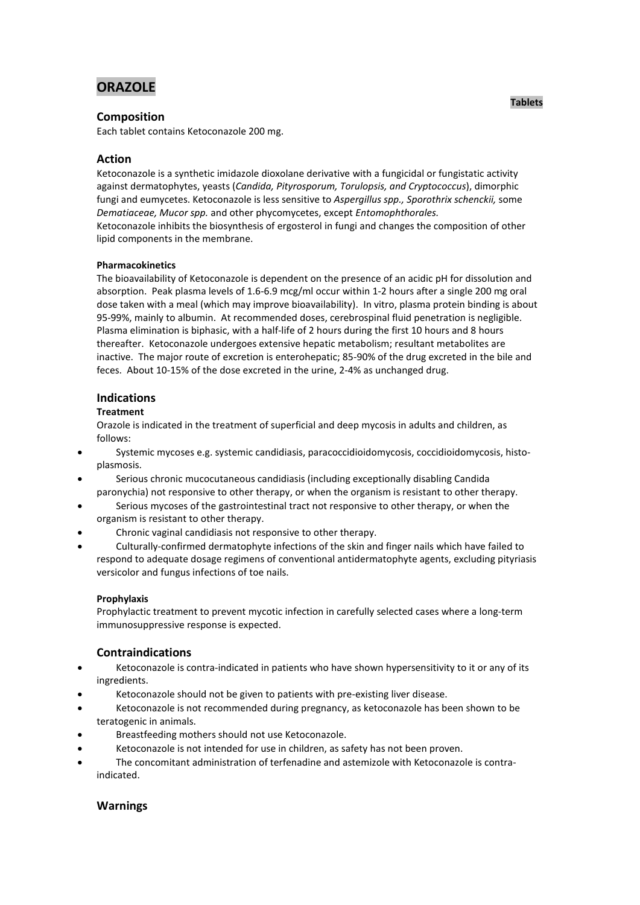# ORAZOLE

**Tablets**

## Composition

Each tablet contains Ketoconazole 200 mg.

## Action

Ketoconazole is a synthetic imidazole dioxolane derivative with a fungicidal or fungistatic activity against dermatophytes, yeasts (*Candida, Pityrosporum, Torulopsis, and Cryptococcus*), dimorphic fungi and eumycetes. Ketoconazole is less sensitive to *Aspergillus spp., Sporothrix schenckii,* some *Dematiaceae, Mucor spp.* and other phycomycetes, except *Entomophthorales.*
Ketoconazole inhibits the biosynthesis of ergosterol in fungi and changes the composition of other lipid components in the membrane.

#### Pharmacokinetics

The bioavailability of Ketoconazole is dependent on the presence of an acidic pH for dissolution and absorption. Peak plasma levels of 1.6-6.9 mcg/ml occur within 1-2 hours after a single 200 mg oral dose taken with a meal (which may improve bioavailability). In vitro, plasma protein binding is about 95-99%, mainly to albumin. At recommended doses, cerebrospinal fluid penetration is negligible. Plasma elimination is biphasic, with a half-life of 2 hours during the first 10 hours and 8 hours thereafter. Ketoconazole undergoes extensive hepatic metabolism; resultant metabolites are inactive. The major route of excretion is enterohepatic; 85-90% of the drug excreted in the bile and feces. About 10-15% of the dose excreted in the urine, 2-4% as unchanged drug.

## Indications

#### Treatment

Orazole is indicated in the treatment of superficial and deep mycosis in adults and children, as follows:

- Systemic mycoses e.g. systemic candidiasis, paracoccidioidomycosis, coccidioidomycosis, histo-plasmosis.
- Serious chronic mucocutaneous candidiasis (including exceptionally disabling Candida paronychia) not responsive to other therapy, or when the organism is resistant to other therapy.
- Serious mycoses of the gastrointestinal tract not responsive to other therapy, or when the organism is resistant to other therapy.
- Chronic vaginal candidiasis not responsive to other therapy.
- Culturally-confirmed dermatophyte infections of the skin and finger nails which have failed to respond to adequate dosage regimens of conventional antidermatophyte agents, excluding pityriasis versicolor and fungus infections of toe nails.

#### Prophylaxis

Prophylactic treatment to prevent mycotic infection in carefully selected cases where a long-term immunosuppressive response is expected.

## Contraindications

- Ketoconazole is contra-indicated in patients who have shown hypersensitivity to it or any of its ingredients.
- Ketoconazole should not be given to patients with pre-existing liver disease.
- Ketoconazole is not recommended during pregnancy, as ketoconazole has been shown to be teratogenic in animals.
- Breastfeeding mothers should not use Ketoconazole.
- Ketoconazole is not intended for use in children, as safety has not been proven.
- The concomitant administration of terfenadine and astemizole with Ketoconazole is contra-indicated.

## Warnings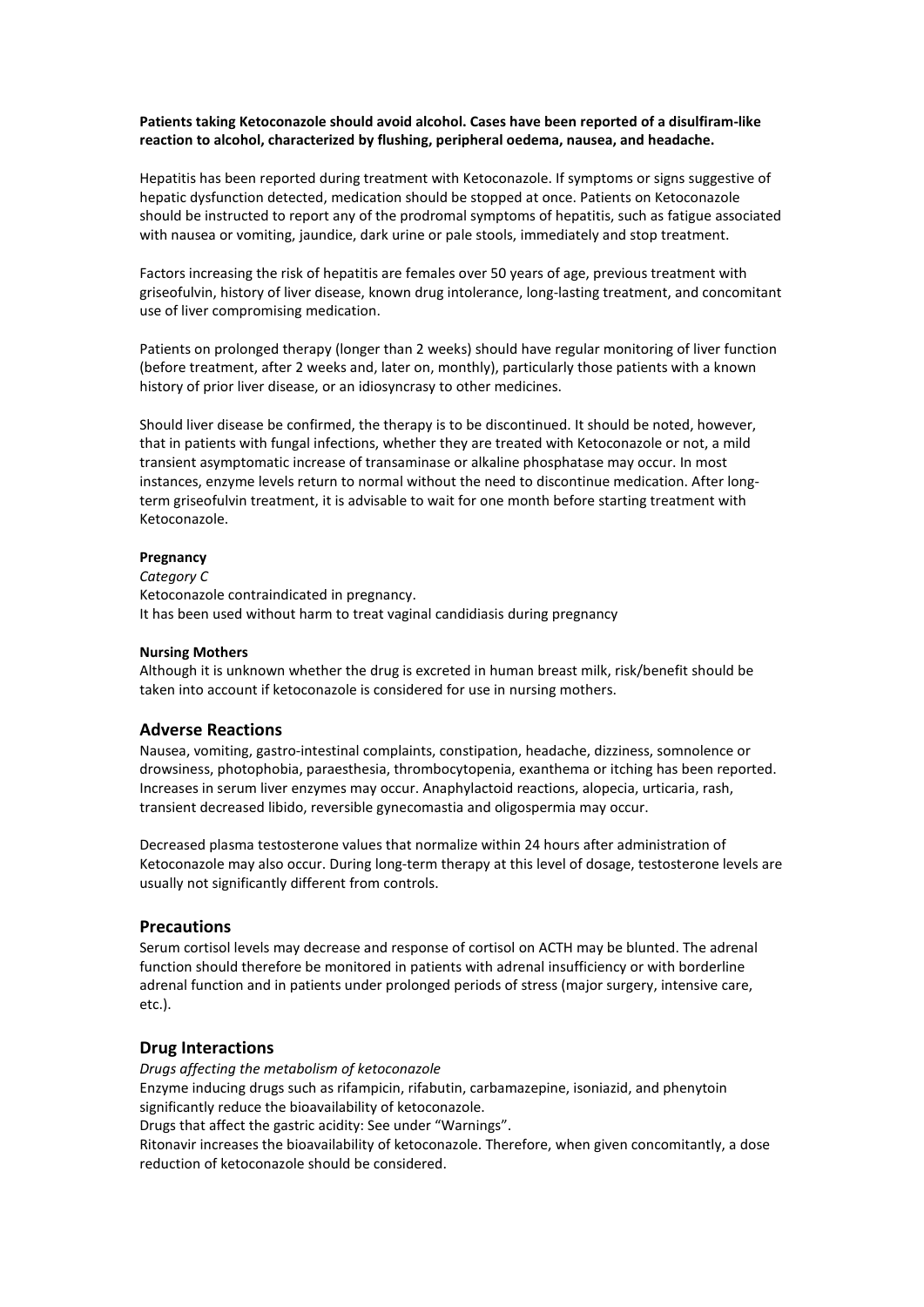**Patients taking Ketoconazole should avoid alcohol. Cases have been reported of a disulfiram-like reaction to alcohol, characterized by flushing, peripheral oedema, nausea, and headache.**

Hepatitis has been reported during treatment with Ketoconazole. If symptoms or signs suggestive of hepatic dysfunction detected, medication should be stopped at once. Patients on Ketoconazole should be instructed to report any of the prodromal symptoms of hepatitis, such as fatigue associated with nausea or vomiting, jaundice, dark urine or pale stools, immediately and stop treatment.

Factors increasing the risk of hepatitis are females over 50 years of age, previous treatment with griseofulvin, history of liver disease, known drug intolerance, long-lasting treatment, and concomitant use of liver compromising medication.

Patients on prolonged therapy (longer than 2 weeks) should have regular monitoring of liver function (before treatment, after 2 weeks and, later on, monthly), particularly those patients with a known history of prior liver disease, or an idiosyncrasy to other medicines.

Should liver disease be confirmed, the therapy is to be discontinued. It should be noted, however, that in patients with fungal infections, whether they are treated with Ketoconazole or not, a mild transient asymptomatic increase of transaminase or alkaline phosphatase may occur. In most instances, enzyme levels return to normal without the need to discontinue medication. After long-term griseofulvin treatment, it is advisable to wait for one month before starting treatment with Ketoconazole.

**Pregnancy**

*Category C*

Ketoconazole contraindicated in pregnancy.

It has been used without harm to treat vaginal candidiasis during pregnancy

**Nursing Mothers**

Although it is unknown whether the drug is excreted in human breast milk, risk/benefit should be taken into account if ketoconazole is considered for use in nursing mothers.

## Adverse Reactions

Nausea, vomiting, gastro-intestinal complaints, constipation, headache, dizziness, somnolence or drowsiness, photophobia, paraesthesia, thrombocytopenia, exanthema or itching has been reported. Increases in serum liver enzymes may occur. Anaphylactoid reactions, alopecia, urticaria, rash, transient decreased libido, reversible gynecomastia and oligospermia may occur.

Decreased plasma testosterone values that normalize within 24 hours after administration of Ketoconazole may also occur. During long-term therapy at this level of dosage, testosterone levels are usually not significantly different from controls.

## Precautions

Serum cortisol levels may decrease and response of cortisol on ACTH may be blunted. The adrenal function should therefore be monitored in patients with adrenal insufficiency or with borderline adrenal function and in patients under prolonged periods of stress (major surgery, intensive care, etc.).

## Drug Interactions

*Drugs affecting the metabolism of ketoconazole*

Enzyme inducing drugs such as rifampicin, rifabutin, carbamazepine, isoniazid, and phenytoin significantly reduce the bioavailability of ketoconazole.

Drugs that affect the gastric acidity: See under "Warnings".

Ritonavir increases the bioavailability of ketoconazole. Therefore, when given concomitantly, a dose reduction of ketoconazole should be considered.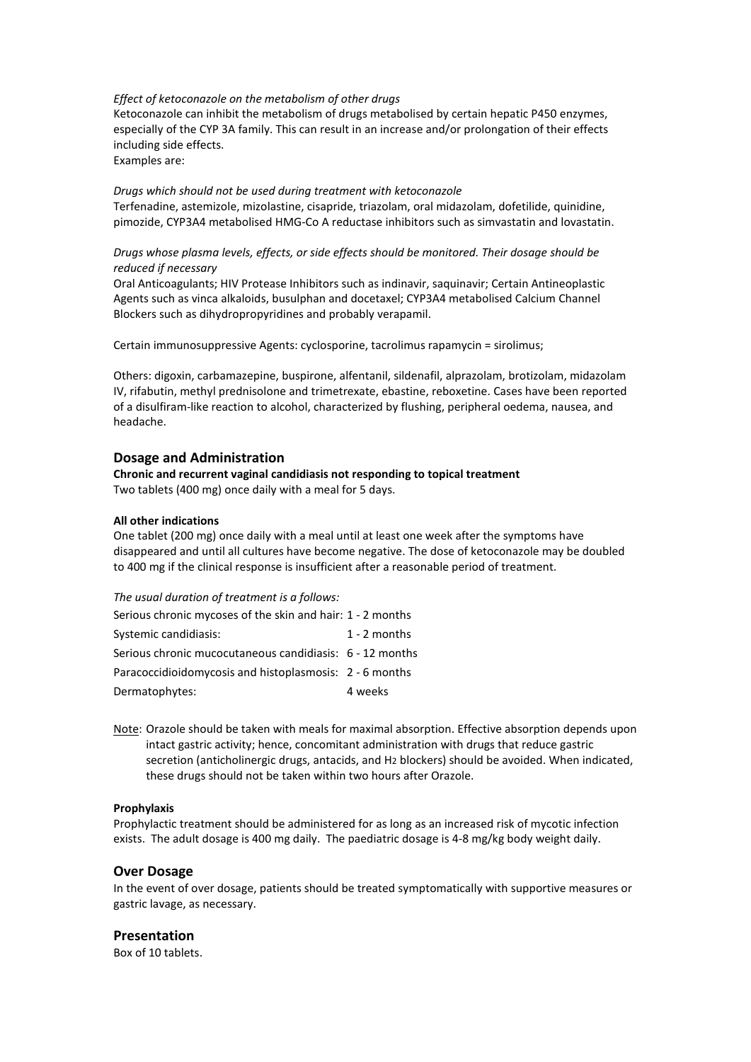*Effect of ketoconazole on the metabolism of other drugs*

Ketoconazole can inhibit the metabolism of drugs metabolised by certain hepatic P450 enzymes, especially of the CYP 3A family. This can result in an increase and/or prolongation of their effects including side effects.

Examples are:

*Drugs which should not be used during treatment with ketoconazole*

Terfenadine, astemizole, mizolastine, cisapride, triazolam, oral midazolam, dofetilide, quinidine, pimozide, CYP3A4 metabolised HMG-Co A reductase inhibitors such as simvastatin and lovastatin.

*Drugs whose plasma levels, effects, or side effects should be monitored. Their dosage should be reduced if necessary*

Oral Anticoagulants; HIV Protease Inhibitors such as indinavir, saquinavir; Certain Antineoplastic Agents such as vinca alkaloids, busulphan and docetaxel; CYP3A4 metabolised Calcium Channel Blockers such as dihydropropyridines and probably verapamil.

Certain immunosuppressive Agents: cyclosporine, tacrolimus rapamycin = sirolimus;

Others: digoxin, carbamazepine, buspirone, alfentanil, sildenafil, alprazolam, brotizolam, midazolam IV, rifabutin, methyl prednisolone and trimetrexate, ebastine, reboxetine. Cases have been reported of a disulfiram-like reaction to alcohol, characterized by flushing, peripheral oedema, nausea, and headache.

## Dosage and Administration

**Chronic and recurrent vaginal candidiasis not responding to topical treatment**

Two tablets (400 mg) once daily with a meal for 5 days.

**All other indications**

One tablet (200 mg) once daily with a meal until at least one week after the symptoms have disappeared and until all cultures have become negative. The dose of ketoconazole may be doubled to 400 mg if the clinical response is insufficient after a reasonable period of treatment.

*The usual duration of treatment is a follows:*

| | |
|---|---|
| Serious chronic mycoses of the skin and hair: | 1 - 2 months |
| Systemic candidiasis: | 1 - 2 months |
| Serious chronic mucocutaneous candidiasis: | 6 - 12 months |
| Paracoccidioidomycosis and histoplasmosis: | 2 - 6 months |
| Dermatophytes: | 4 weeks |

Note: Orazole should be taken with meals for maximal absorption. Effective absorption depends upon intact gastric activity; hence, concomitant administration with drugs that reduce gastric secretion (anticholinergic drugs, antacids, and $H_2$ blockers) should be avoided. When indicated, these drugs should not be taken within two hours after Orazole.

**Prophylaxis**

Prophylactic treatment should be administered for as long as an increased risk of mycotic infection exists. The adult dosage is 400 mg daily. The paediatric dosage is 4-8 mg/kg body weight daily.

## Over Dosage

In the event of over dosage, patients should be treated symptomatically with supportive measures or gastric lavage, as necessary.

## Presentation

Box of 10 tablets.